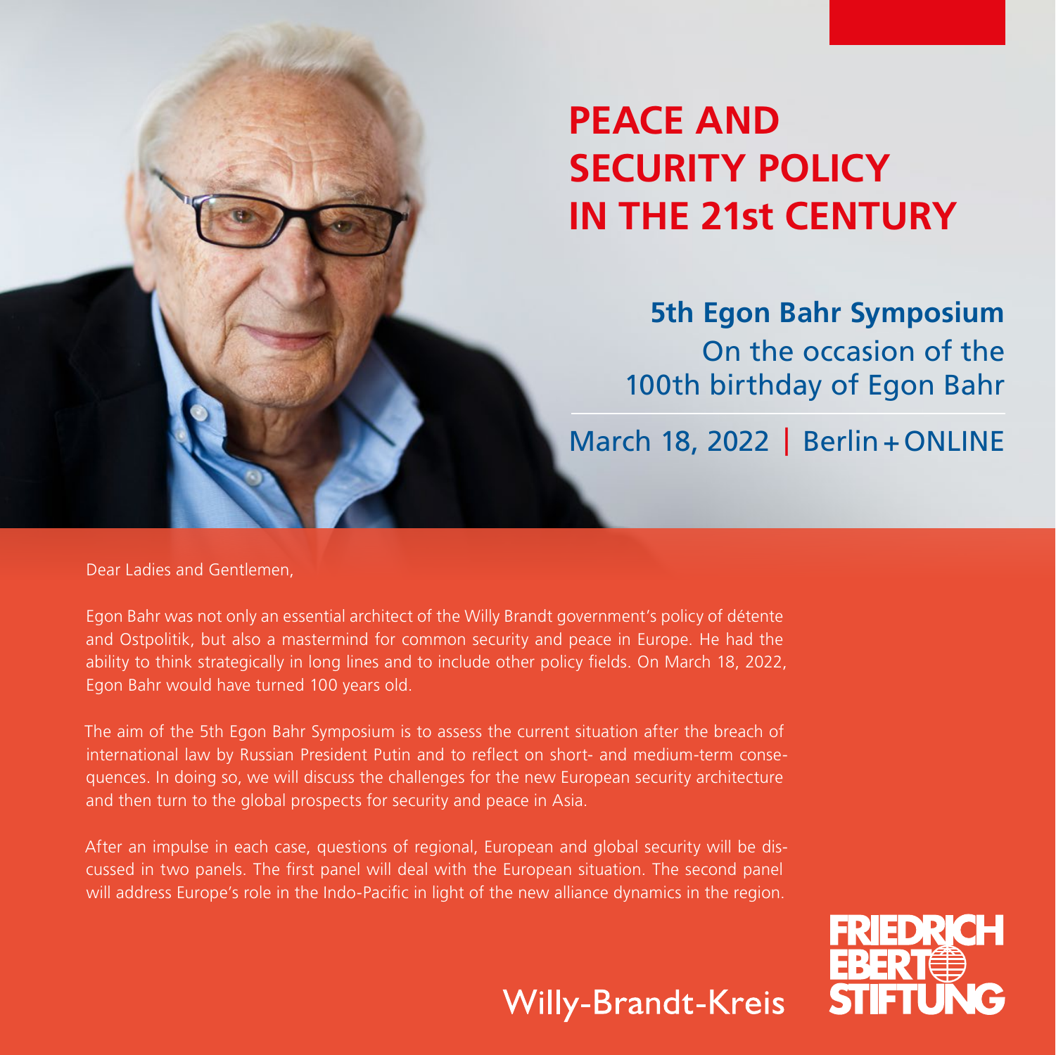# PEACE AND SECURITY POLICY IN THE 21st CENTURY

## 5th Egon Bahr Symposium

On the occasion of the 100th birthday of Egon Bahr

March 18, 2022 | Berlin + ONLINE

Dear Ladies and Gentlemen,

Egon Bahr was not only an essential architect of the Willy Brandt government's policy of détente and Ostpolitik, but also a mastermind for common security and peace in Europe. He had the ability to think strategically in long lines and to include other policy fields. On March 18, 2022, Egon Bahr would have turned 100 years old.

The aim of the 5th Egon Bahr Symposium is to assess the current situation after the breach of international law by Russian President Putin and to reflect on short- and medium-term consequences. In doing so, we will discuss the challenges for the new European security architecture and then turn to the global prospects for security and peace in Asia.

After an impulse in each case, questions of regional, European and global security will be discussed in two panels. The first panel will deal with the European situation. The second panel will address Europe's role in the Indo-Pacific in light of the new alliance dynamics in the region.

Willy-Brandt-Kreis

FRIEDRICH EBERT STIFTUNG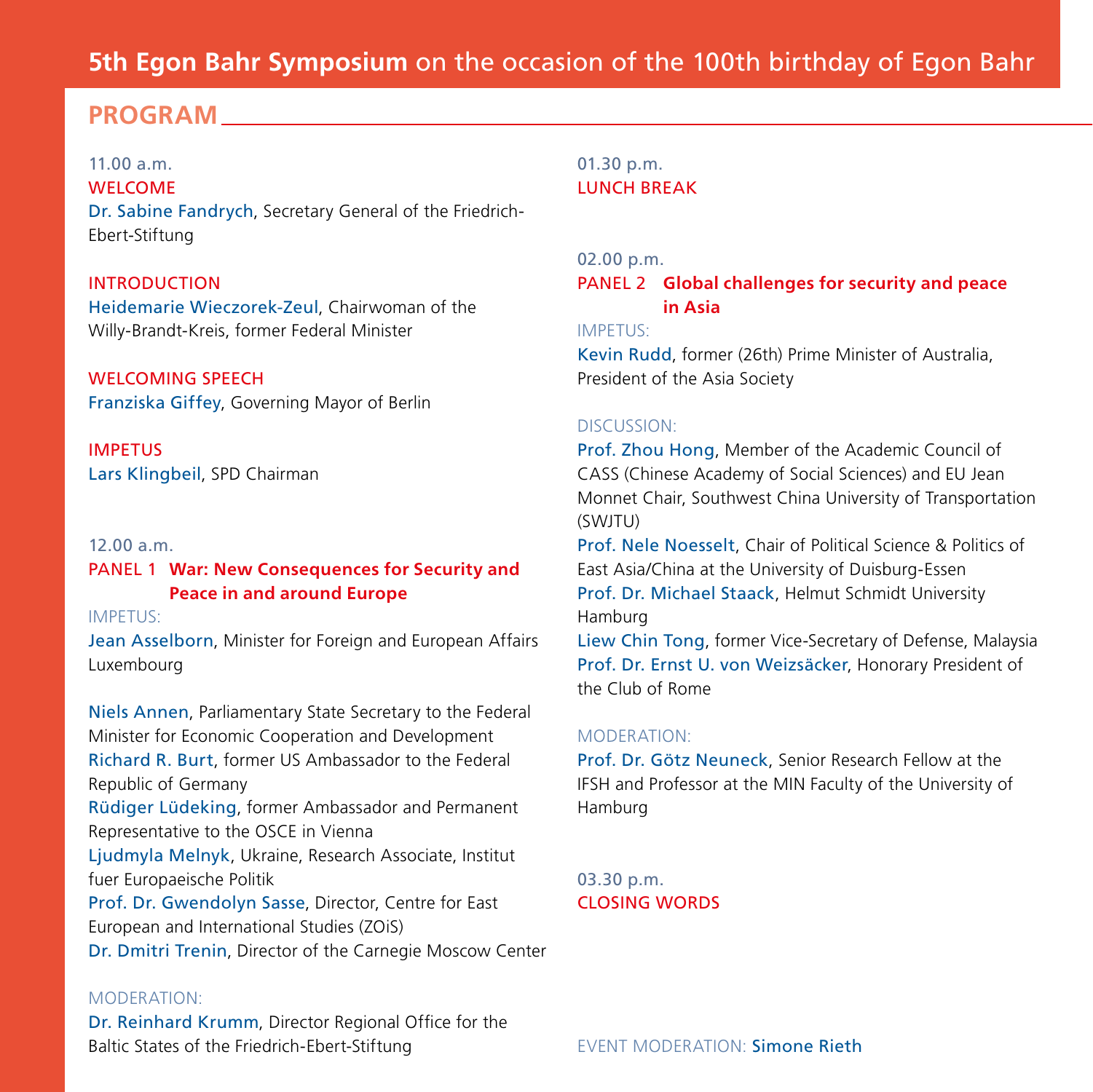# 5th Egon Bahr Symposium on the occasion of the 100th birthday of Egon Bahr

## PROGRAM

11.00 a.m.

**WELCOME**

Dr. Sabine Fandrych, Secretary General of the Friedrich-Ebert-Stiftung

**INTRODUCTION**

Heidemarie Wieczorek-Zeul, Chairwoman of the Willy-Brandt-Kreis, former Federal Minister

**WELCOMING SPEECH**

Franziska Giffey, Governing Mayor of Berlin

**IMPETUS**

Lars Klingbeil, SPD Chairman

12.00 a.m.

**PANEL 1 War: New Consequences for Security and Peace in and around Europe**

IMPETUS:

Jean Asselborn, Minister for Foreign and European Affairs Luxembourg

Niels Annen, Parliamentary State Secretary to the Federal Minister for Economic Cooperation and Development

Richard R. Burt, former US Ambassador to the Federal Republic of Germany

Rüdiger Lüdeking, former Ambassador and Permanent Representative to the OSCE in Vienna

Ljudmyla Melnyk, Ukraine, Research Associate, Institut fuer Europaeische Politik

Prof. Dr. Gwendolyn Sasse, Director, Centre for East European and International Studies (ZOiS)

Dr. Dmitri Trenin, Director of the Carnegie Moscow Center

MODERATION:

Dr. Reinhard Krumm, Director Regional Office for the Baltic States of the Friedrich-Ebert-Stiftung

01.30 p.m.

**LUNCH BREAK**

02.00 p.m.

**PANEL 2 Global challenges for security and peace in Asia**

IMPETUS:

Kevin Rudd, former (26th) Prime Minister of Australia, President of the Asia Society

DISCUSSION:

Prof. Zhou Hong, Member of the Academic Council of CASS (Chinese Academy of Social Sciences) and EU Jean Monnet Chair, Southwest China University of Transportation (SWJTU)

Prof. Nele Noesselt, Chair of Political Science & Politics of East Asia/China at the University of Duisburg-Essen

Prof. Dr. Michael Staack, Helmut Schmidt University Hamburg

Liew Chin Tong, former Vice-Secretary of Defense, Malaysia

Prof. Dr. Ernst U. von Weizsäcker, Honorary President of the Club of Rome

MODERATION:

Prof. Dr. Götz Neuneck, Senior Research Fellow at the IFSH and Professor at the MIN Faculty of the University of Hamburg

03.30 p.m.

**CLOSING WORDS**

EVENT MODERATION: Simone Rieth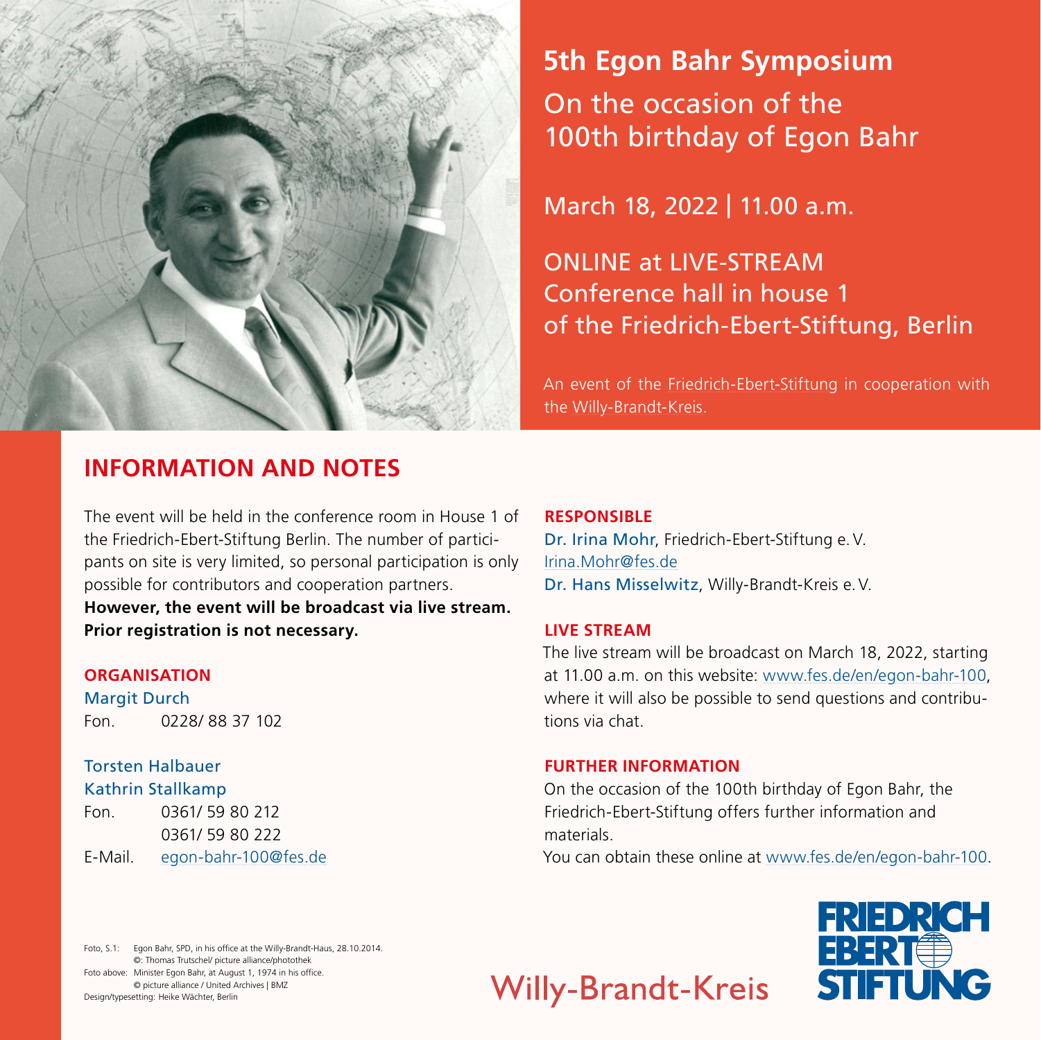# 5th Egon Bahr Symposium

On the occasion of the 100th birthday of Egon Bahr

March 18, 2022 | 11.00 a.m.

ONLINE at LIVE-STREAM
Conference hall in house 1
of the Friedrich-Ebert-Stiftung, Berlin

An event of the Friedrich-Ebert-Stiftung in cooperation with the Willy-Brandt-Kreis.

## INFORMATION AND NOTES

The event will be held in the conference room in House 1 of the Friedrich-Ebert-Stiftung Berlin. The number of participants on site is very limited, so personal participation is only possible for contributors and cooperation partners. **However, the event will be broadcast via live stream. Prior registration is not necessary.**

### ORGANISATION

Margit Durch
Fon. 0228/ 88 37 102

Torsten Halbauer
Kathrin Stallkamp
Fon. 0361/ 59 80 212
0361/ 59 80 222
E-Mail. egon-bahr-100@fes.de

### RESPONSIBLE

Dr. Irina Mohr, Friedrich-Ebert-Stiftung e. V.
Irina.Mohr@fes.de
Dr. Hans Misselwitz, Willy-Brandt-Kreis e. V.

### LIVE STREAM

The live stream will be broadcast on March 18, 2022, starting at 11.00 a.m. on this website: www.fes.de/en/egon-bahr-100, where it will also be possible to send questions and contributions via chat.

### FURTHER INFORMATION

On the occasion of the 100th birthday of Egon Bahr, the Friedrich-Ebert-Stiftung offers further information and materials.
You can obtain these online at www.fes.de/en/egon-bahr-100.

Foto, S.1: Egon Bahr, SPD, in his office at the Willy-Brandt-Haus, 28.10.2014.
©: Thomas Trutschel/ picture alliance/photothek
Foto above: Minister Egon Bahr, at August 1, 1974 in his office.
© picture alliance / United Archives | BMZ
Design/typesetting: Heike Wächter, Berlin

Willy-Brandt-Kreis

FRIEDRICH EBERT STIFTUNG